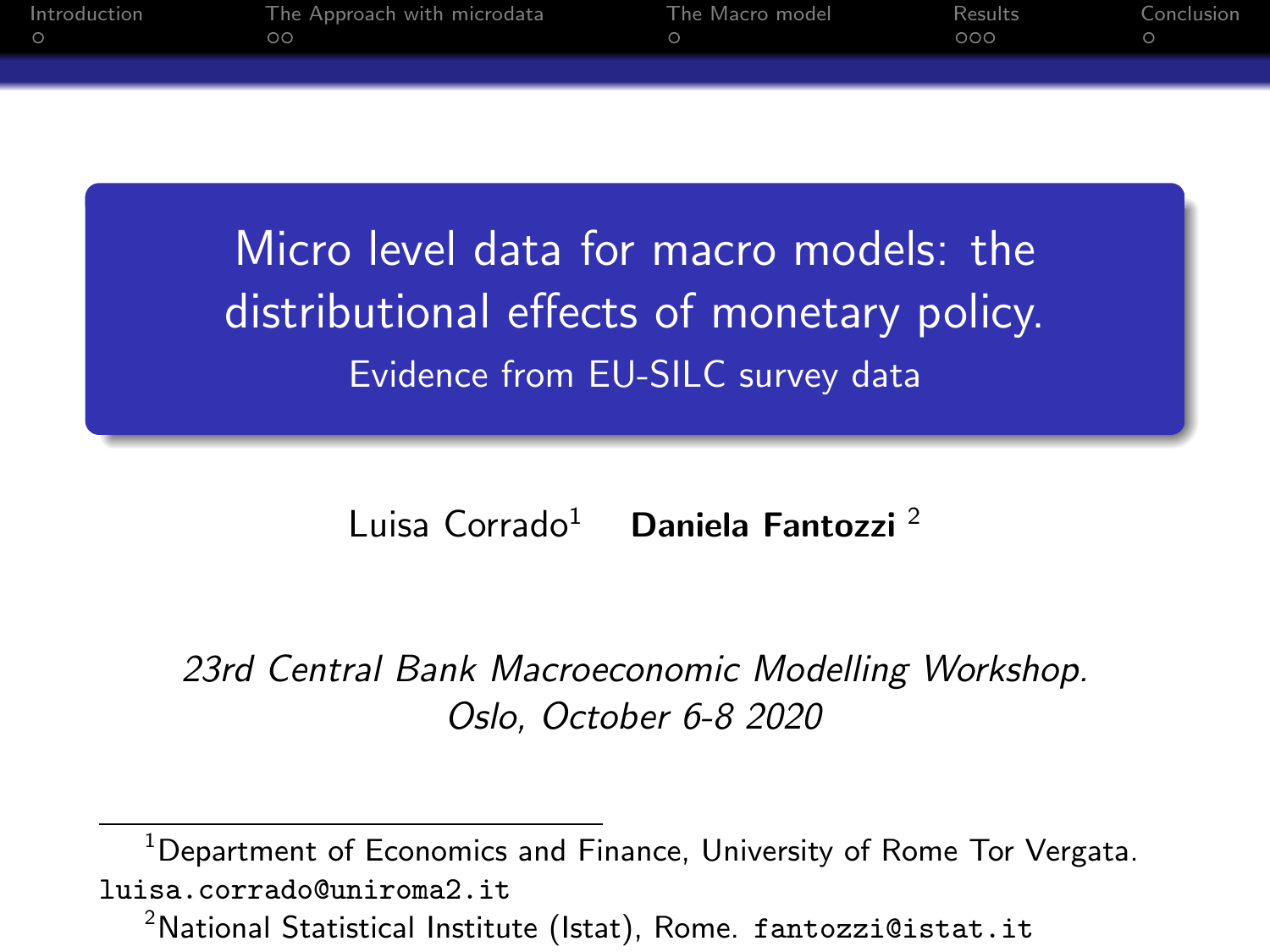# Micro level data for macro models: the distributional effects of monetary policy.

## Evidence from EU-SILC survey data

Luisa Corrado[1] **Daniela Fantozzi** [2]

*23rd Central Bank Macroeconomic Modelling Workshop.*
*Oslo, October 6-8 2020*

---

[1] Department of Economics and Finance, University of Rome Tor Vergata. luisa.corrado@uniroma2.it

[2] National Statistical Institute (Istat), Rome. fantozzi@istat.it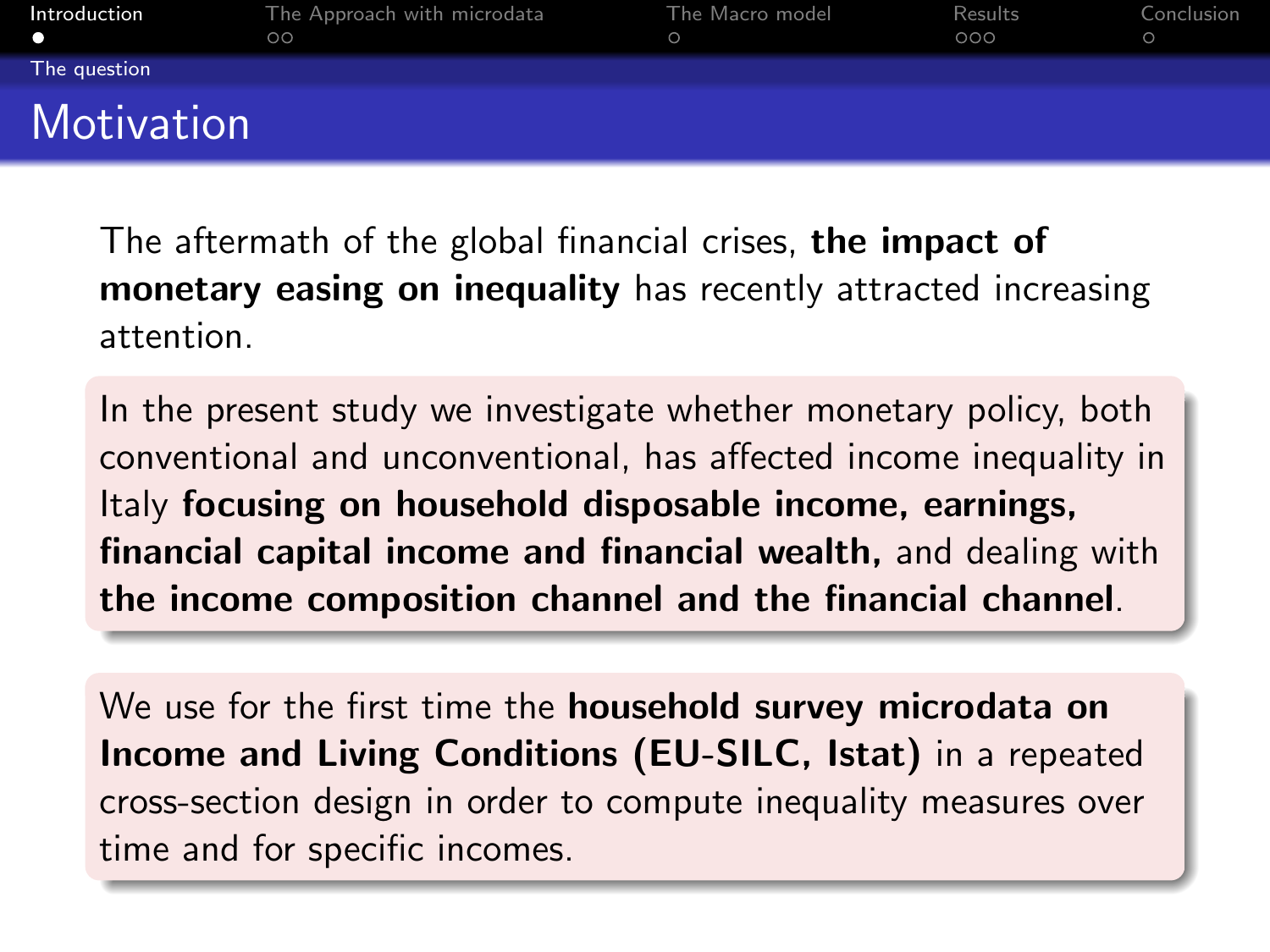# Motivation

The aftermath of the global financial crises, **the impact of monetary easing on inequality** has recently attracted increasing attention.

In the present study we investigate whether monetary policy, both conventional and unconventional, has affected income inequality in Italy **focusing on household disposable income, earnings, financial capital income and financial wealth,** and dealing with **the income composition channel and the financial channel**.

We use for the first time the **household survey microdata on Income and Living Conditions (EU-SILC, Istat)** in a repeated cross-section design in order to compute inequality measures over time and for specific incomes.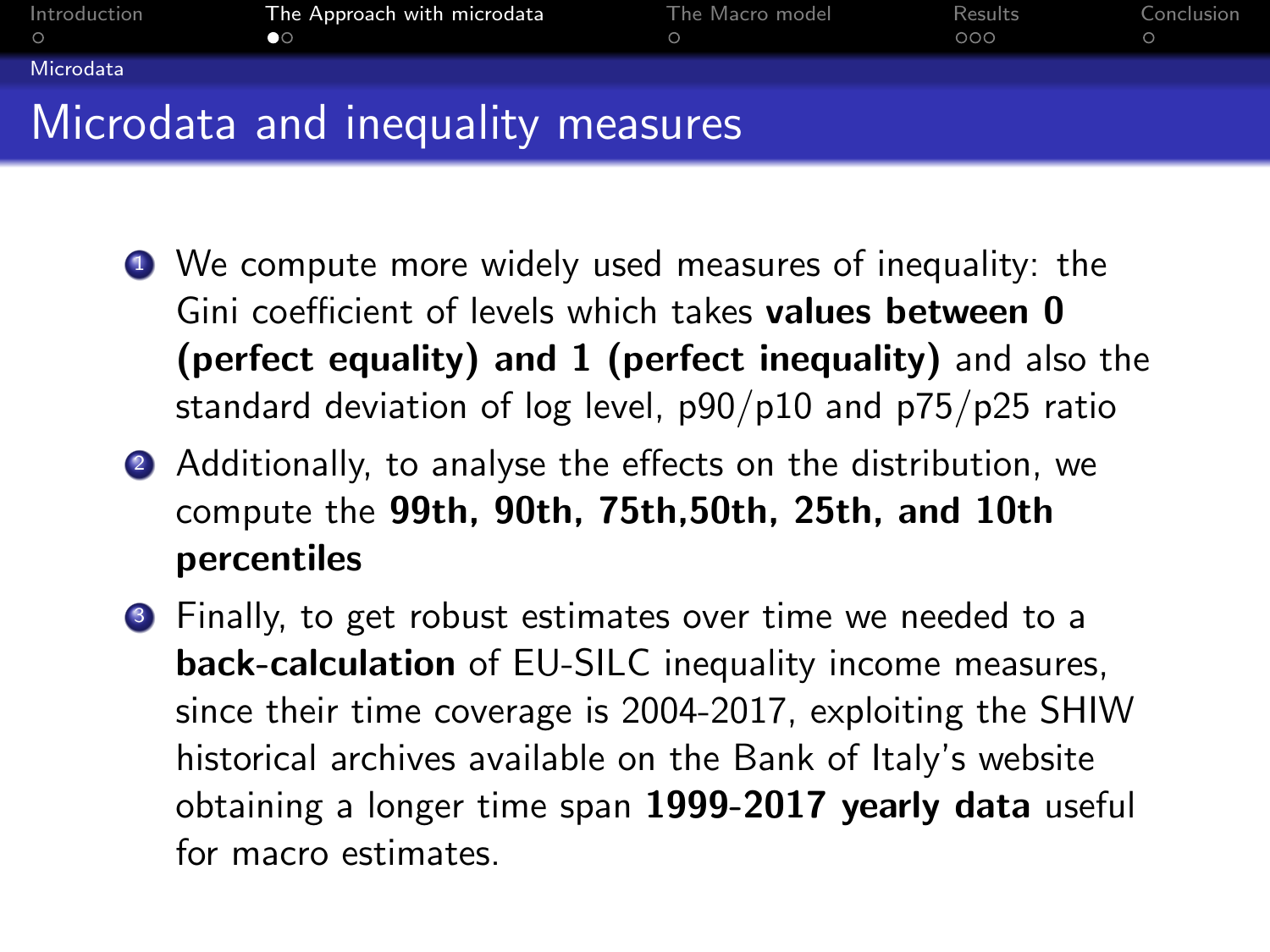# Microdata and inequality measures

1. We compute more widely used measures of inequality: the Gini coefficient of levels which takes **values between 0 (perfect equality) and 1 (perfect inequality)** and also the standard deviation of log level, p90/p10 and p75/p25 ratio
2. Additionally, to analyse the effects on the distribution, we compute the **99th, 90th, 75th,50th, 25th, and 10th percentiles**
3. Finally, to get robust estimates over time we needed to a **back-calculation** of EU-SILC inequality income measures, since their time coverage is 2004-2017, exploiting the SHIW historical archives available on the Bank of Italy's website obtaining a longer time span **1999-2017 yearly data** useful for macro estimates.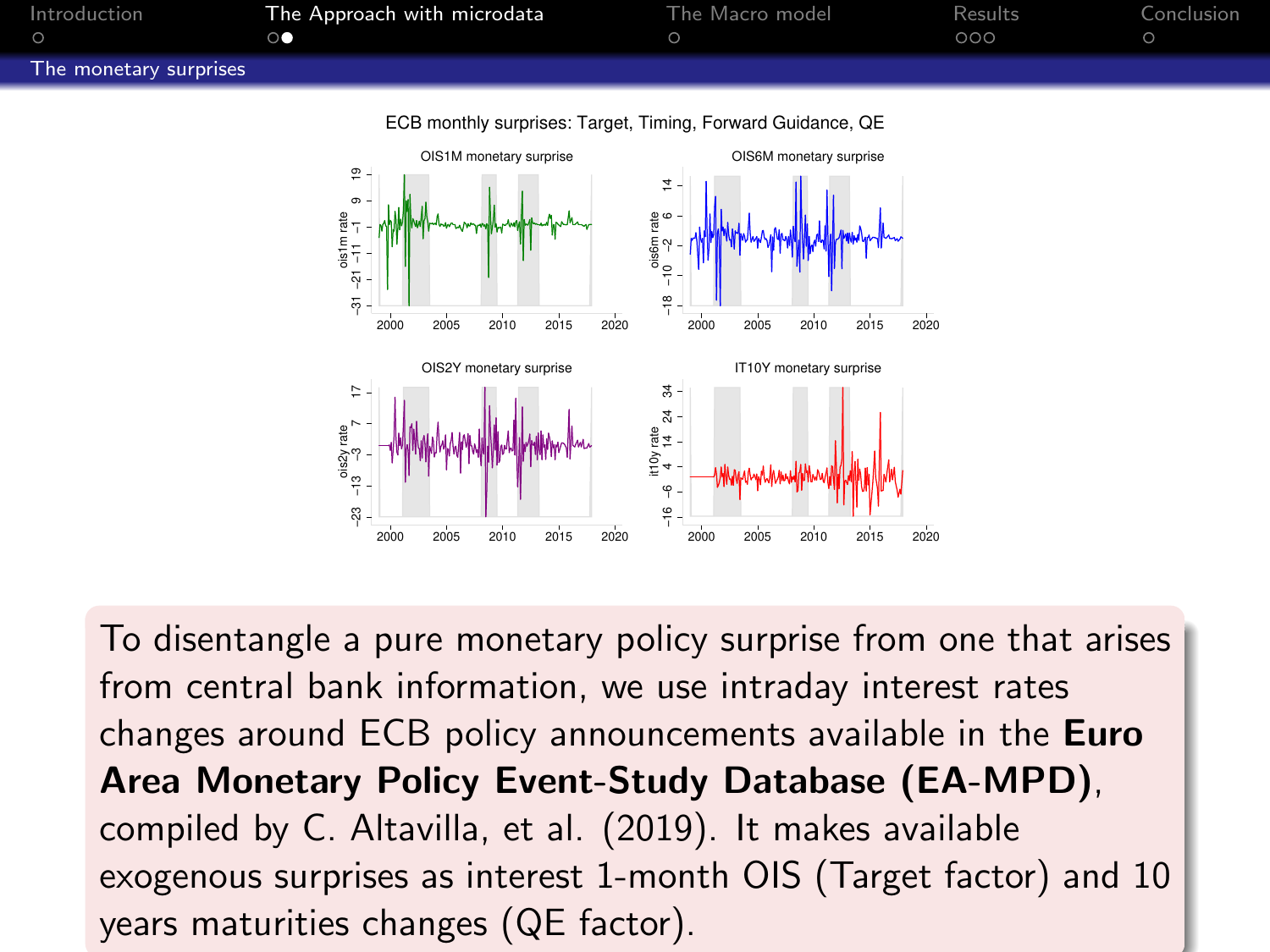## The monetary surprises

ECB monthly surprises: Target, Timing, Forward Guidance, QE

To disentangle a pure monetary policy surprise from one that arises from central bank information, we use intraday interest rates changes around ECB policy announcements available in the **Euro Area Monetary Policy Event-Study Database (EA-MPD)**, compiled by C. Altavilla, et al. (2019). It makes available exogenous surprises as interest 1-month OIS (Target factor) and 10 years maturities changes (QE factor).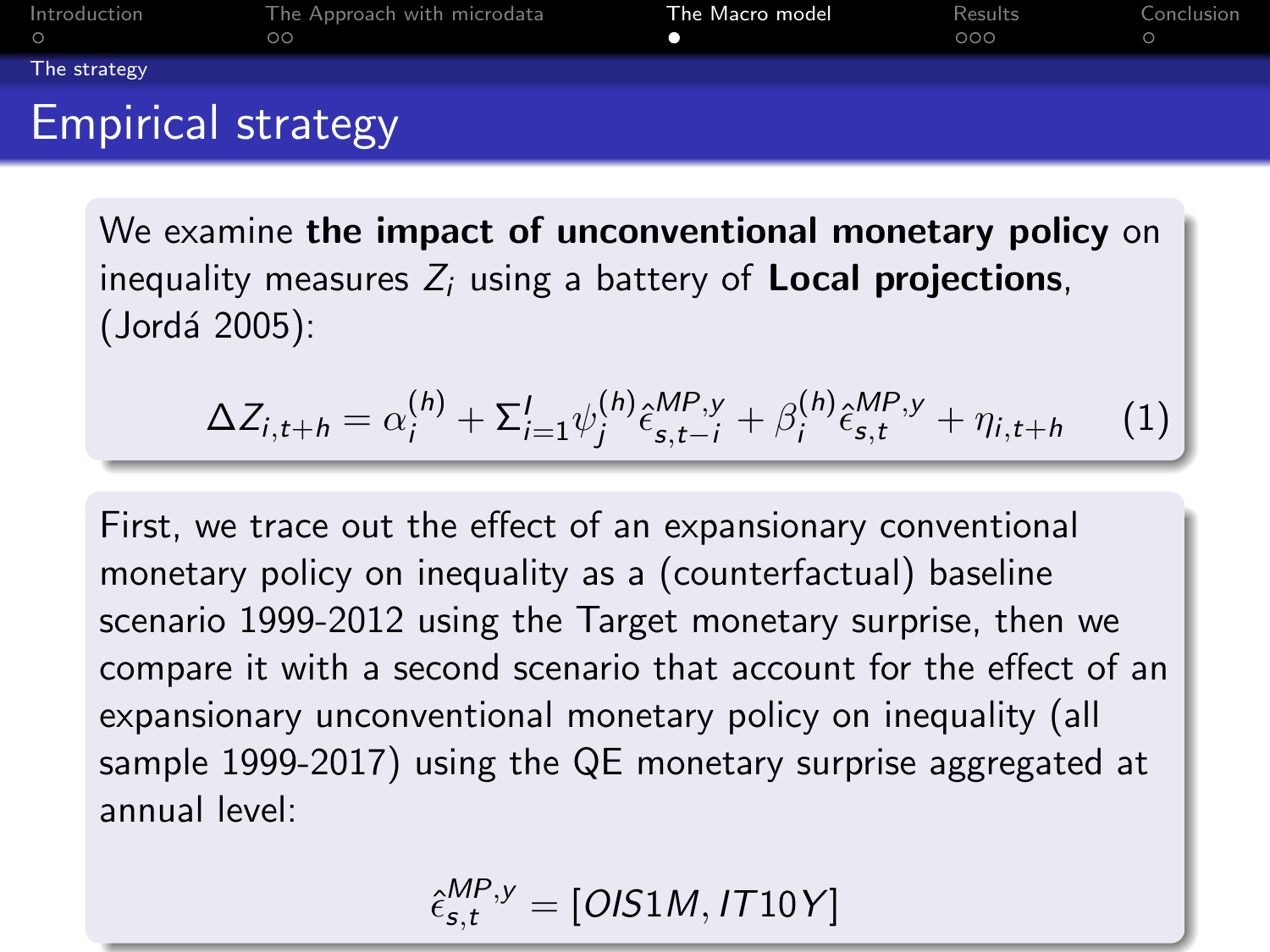# Empirical strategy

We examine **the impact of unconventional monetary policy** on inequality measures $Z_i$ using a battery of **Local projections**, (Jordá 2005):

$$\Delta Z_{i,t+h} = \alpha_i^{(h)} + \Sigma_{i=1}^{l} \psi_j^{(h)} \hat{\epsilon}_{s,t-i}^{MP,y} + \beta_i^{(h)} \hat{\epsilon}_{s,t}^{MP,y} + \eta_{i,t+h} \quad (1)$$

First, we trace out the effect of an expansionary conventional monetary policy on inequality as a (counterfactual) baseline scenario 1999-2012 using the Target monetary surprise, then we compare it with a second scenario that account for the effect of an expansionary unconventional monetary policy on inequality (all sample 1999-2017) using the QE monetary surprise aggregated at annual level:

$$\hat{\epsilon}_{s,t}^{MP,y} = [OIS1M, IT10Y]$$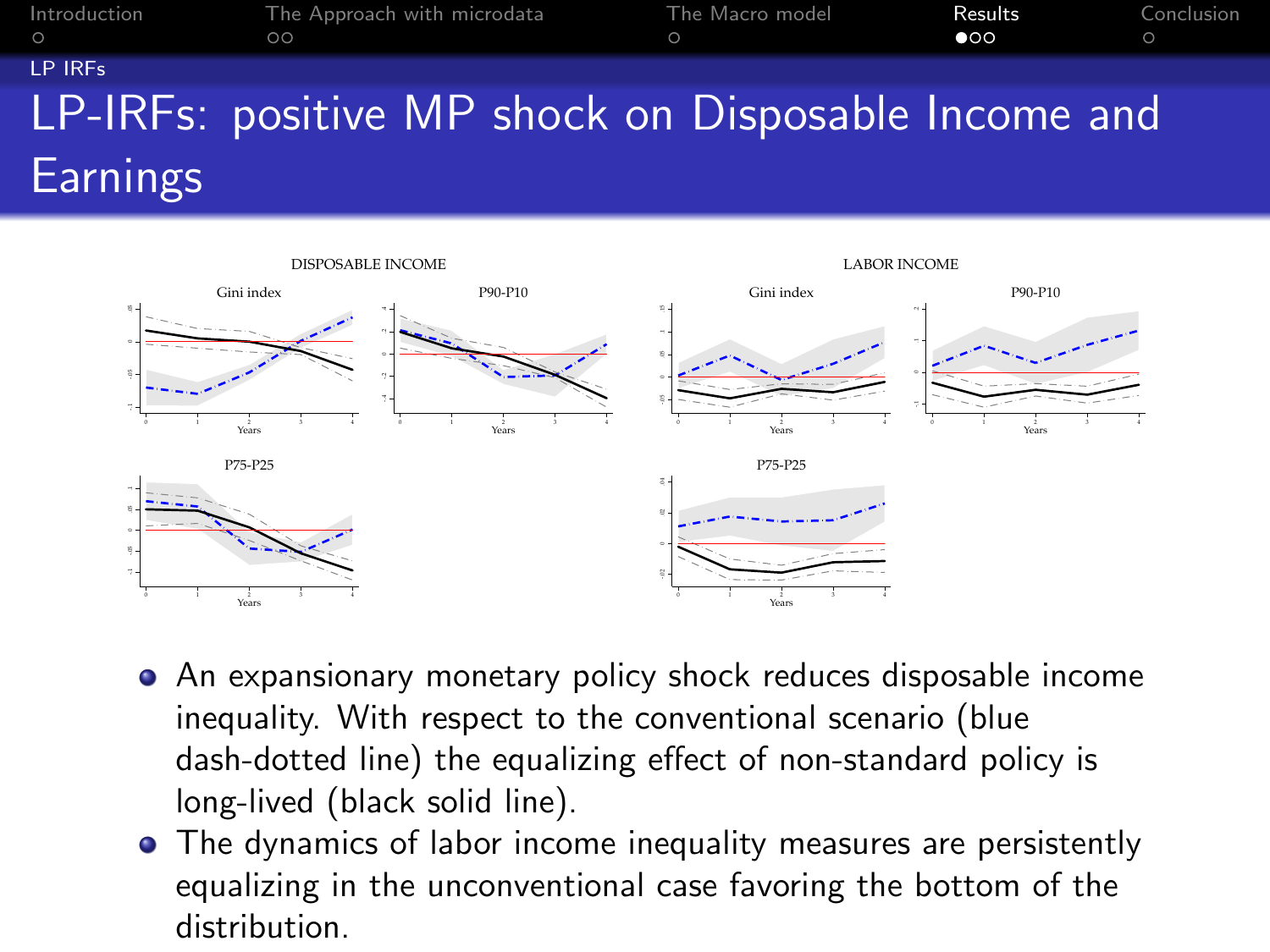# LP-IRFs: positive MP shock on Disposable Income and Earnings

DISPOSABLE INCOME

LABOR INCOME

- An expansionary monetary policy shock reduces disposable income inequality. With respect to the conventional scenario (blue dash-dotted line) the equalizing effect of non-standard policy is long-lived (black solid line).
- The dynamics of labor income inequality measures are persistently equalizing in the unconventional case favoring the bottom of the distribution.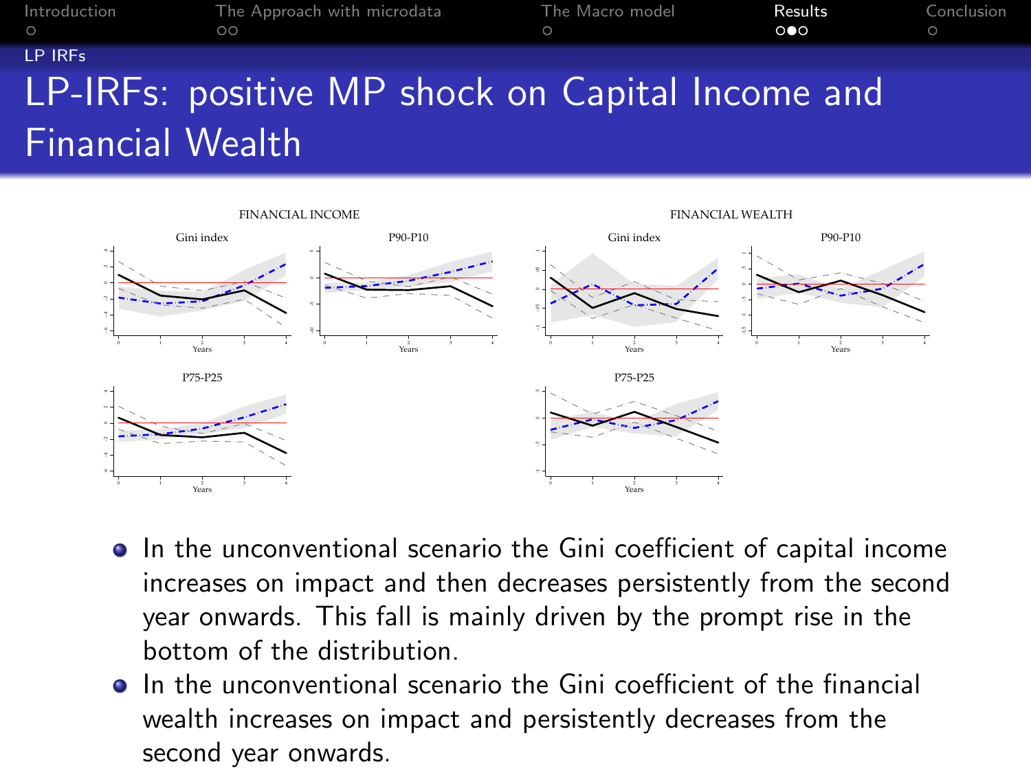# LP-IRFs: positive MP shock on Capital Income and Financial Wealth

- In the unconventional scenario the Gini coefficient of capital income increases on impact and then decreases persistently from the second year onwards. This fall is mainly driven by the prompt rise in the bottom of the distribution.
- In the unconventional scenario the Gini coefficient of the financial wealth increases on impact and persistently decreases from the second year onwards.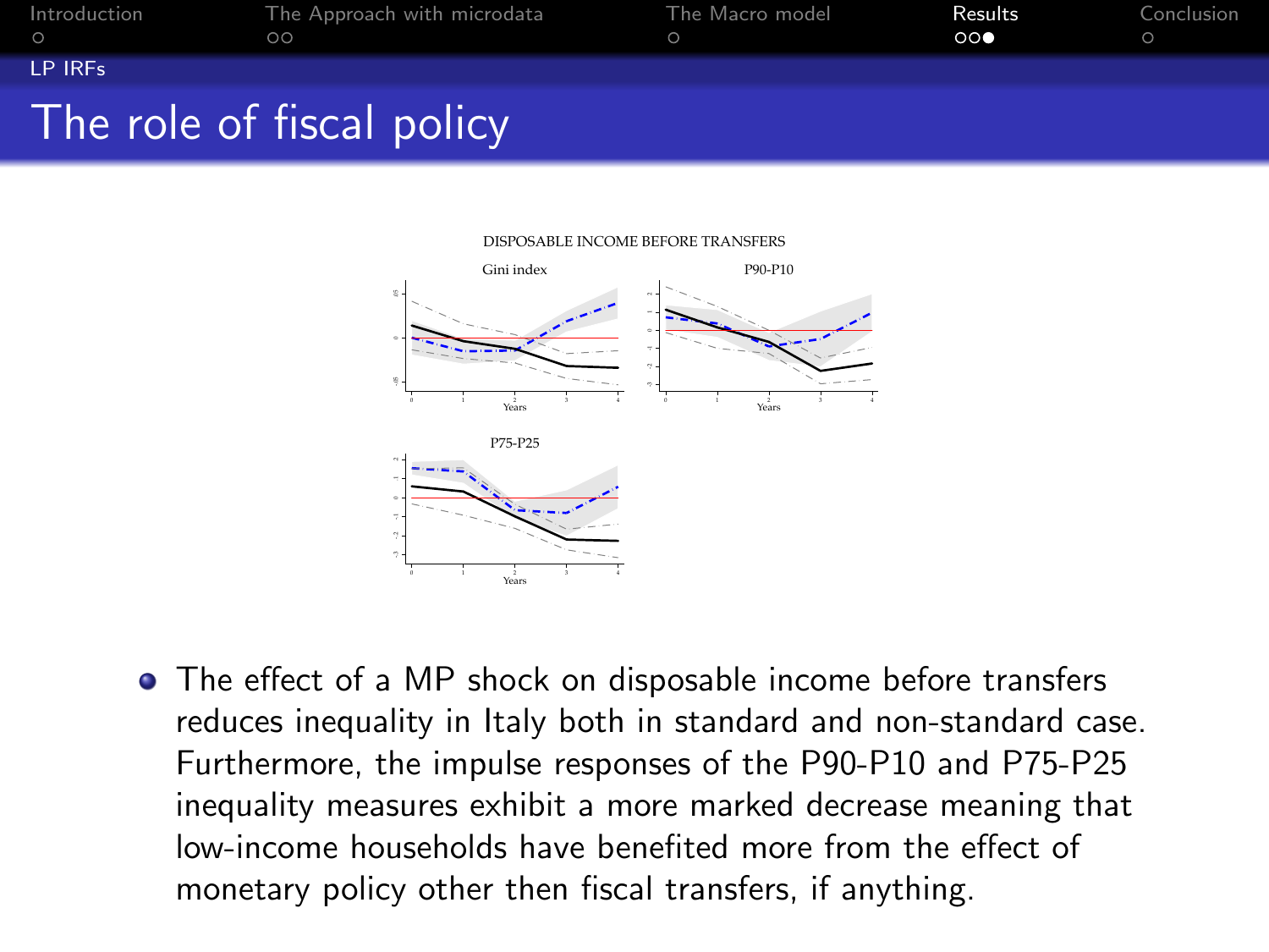# The role of fiscal policy

DISPOSABLE INCOME BEFORE TRANSFERS

Gini index

P90-P10

P75-P25

- The effect of a MP shock on disposable income before transfers reduces inequality in Italy both in standard and non-standard case. Furthermore, the impulse responses of the P90-P10 and P75-P25 inequality measures exhibit a more marked decrease meaning that low-income households have benefited more from the effect of monetary policy other then fiscal transfers, if anything.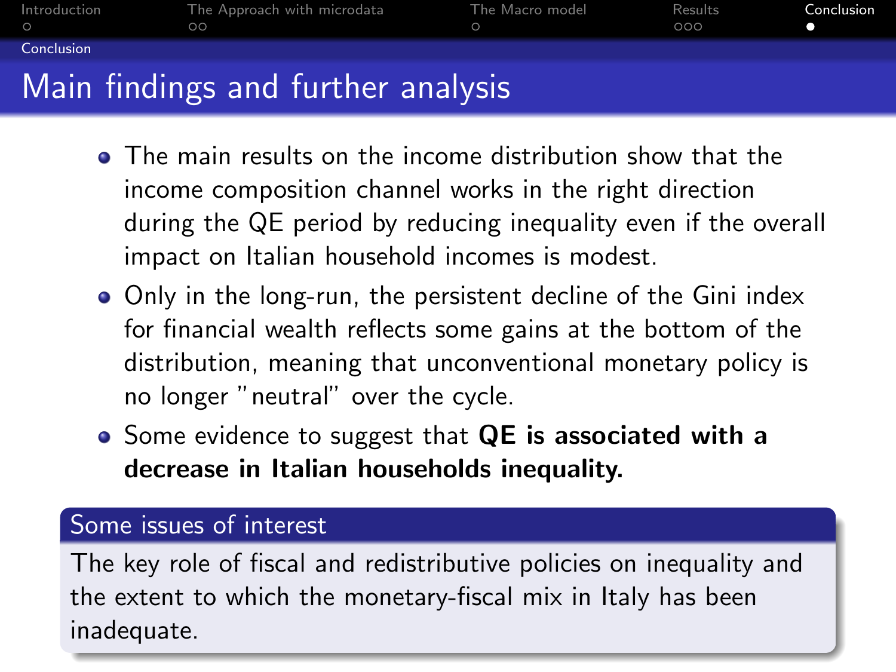# Main findings and further analysis

- The main results on the income distribution show that the income composition channel works in the right direction during the QE period by reducing inequality even if the overall impact on Italian household incomes is modest.
- Only in the long-run, the persistent decline of the Gini index for financial wealth reflects some gains at the bottom of the distribution, meaning that unconventional monetary policy is no longer "neutral" over the cycle.
- Some evidence to suggest that **QE is associated with a decrease in Italian households inequality.**

**Some issues of interest**

The key role of fiscal and redistributive policies on inequality and the extent to which the monetary-fiscal mix in Italy has been inadequate.